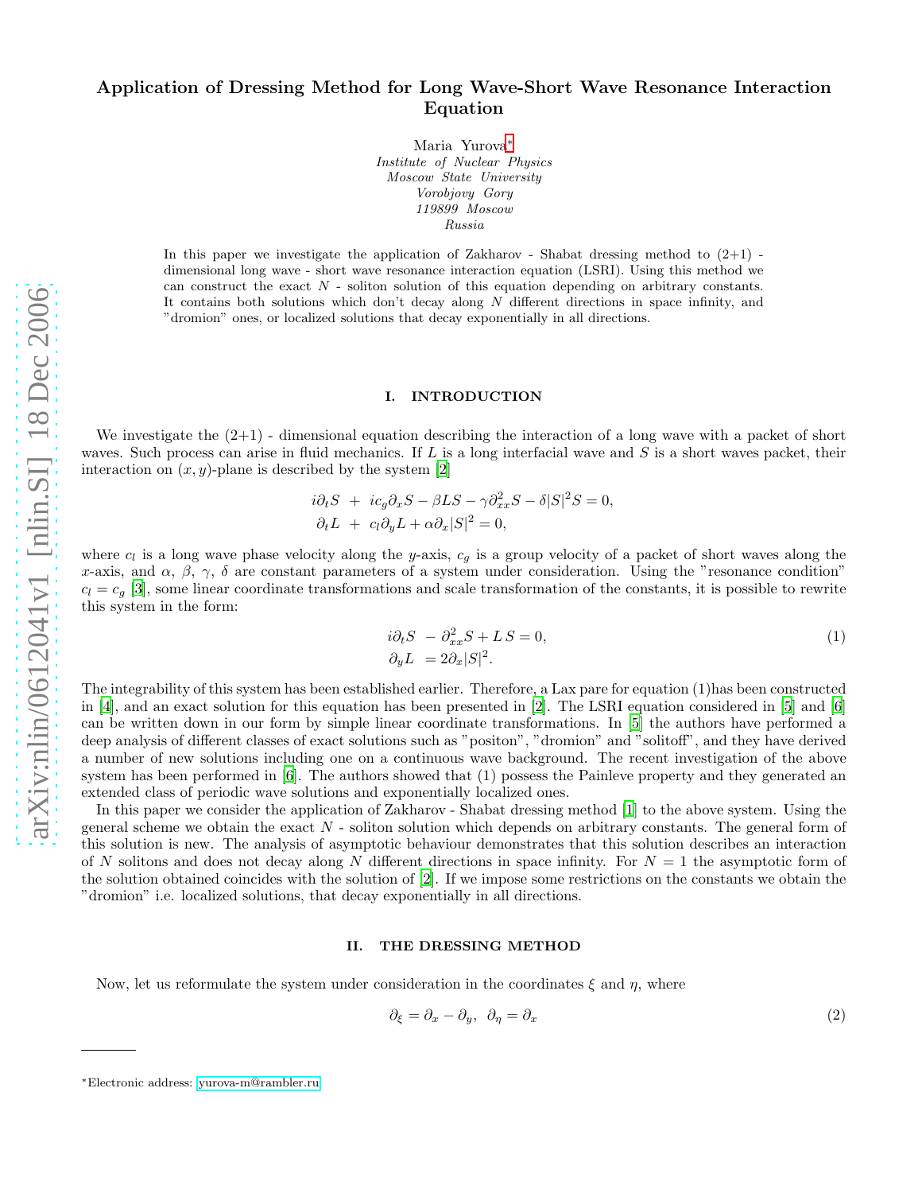# Application of Dressing Method for Long Wave-Short Wave Resonance Interaction Equation

Maria Yurova[*]
*Institute of Nuclear Physics*
*Moscow State University*
*Vorobjovy Gory*
*119899 Moscow*
*Russia*

In this paper we investigate the application of Zakharov - Shabat dressing method to (2+1) - dimensional long wave - short wave resonance interaction equation (LSRI). Using this method we can construct the exact $N$ - soliton solution of this equation depending on arbitrary constants. It contains both solutions which don't decay along $N$ different directions in space infinity, and "dromion" ones, or localized solutions that decay exponentially in all directions.

## I. INTRODUCTION

We investigate the (2+1) - dimensional equation describing the interaction of a long wave with a packet of short waves. Such process can arise in fluid mechanics. If $L$ is a long interfacial wave and $S$ is a short waves packet, their interaction on $(x, y)$-plane is described by the system [2]

$$
\begin{aligned}
i\partial_t S \ &+\ ic_g\partial_x S - \beta LS - \gamma\partial^2_{xx}S - \delta|S|^2 S = 0,\\
\partial_t L \ &+\ c_l\partial_y L + \alpha\partial_x|S|^2 = 0,
\end{aligned}
$$

where $c_l$ is a long wave phase velocity along the $y$-axis, $c_g$ is a group velocity of a packet of short waves along the $x$-axis, and $\alpha$, $\beta$, $\gamma$, $\delta$ are constant parameters of a system under consideration. Using the "resonance condition" $c_l = c_g$ [3], some linear coordinate transformations and scale transformation of the constants, it is possible to rewrite this system in the form:

$$
\begin{aligned}
i\partial_t S \ &- \partial^2_{xx}S + L\,S = 0,\\
\partial_y L \ &= 2\partial_x|S|^2.
\end{aligned}
\tag{1}
$$

The integrability of this system has been established earlier. Therefore, a Lax pare for equation (1)has been constructed in [4], and an exact solution for this equation has been presented in [2]. The LSRI equation considered in [5] and [6] can be written down in our form by simple linear coordinate transformations. In [5] the authors have performed a deep analysis of different classes of exact solutions such as "positon", "dromion" and "solitoff", and they have derived a number of new solutions including one on a continuous wave background. The recent investigation of the above system has been performed in [6]. The authors showed that (1) possess the Painleve property and they generated an extended class of periodic wave solutions and exponentially localized ones.

In this paper we consider the application of Zakharov - Shabat dressing method [1] to the above system. Using the general scheme we obtain the exact $N$ - soliton solution which depends on arbitrary constants. The general form of this solution is new. The analysis of asymptotic behaviour demonstrates that this solution describes an interaction of $N$ solitons and does not decay along $N$ different directions in space infinity. For $N = 1$ the asymptotic form of the solution obtained coincides with the solution of [2]. If we impose some restrictions on the constants we obtain the "dromion" i.e. localized solutions, that decay exponentially in all directions.

## II. THE DRESSING METHOD

Now, let us reformulate the system under consideration in the coordinates $\xi$ and $\eta$, where

$$
\partial_\xi = \partial_x - \partial_y,\ \ \partial_\eta = \partial_x
\tag{2}
$$

---

[*] Electronic address: yurova-m@rambler.ru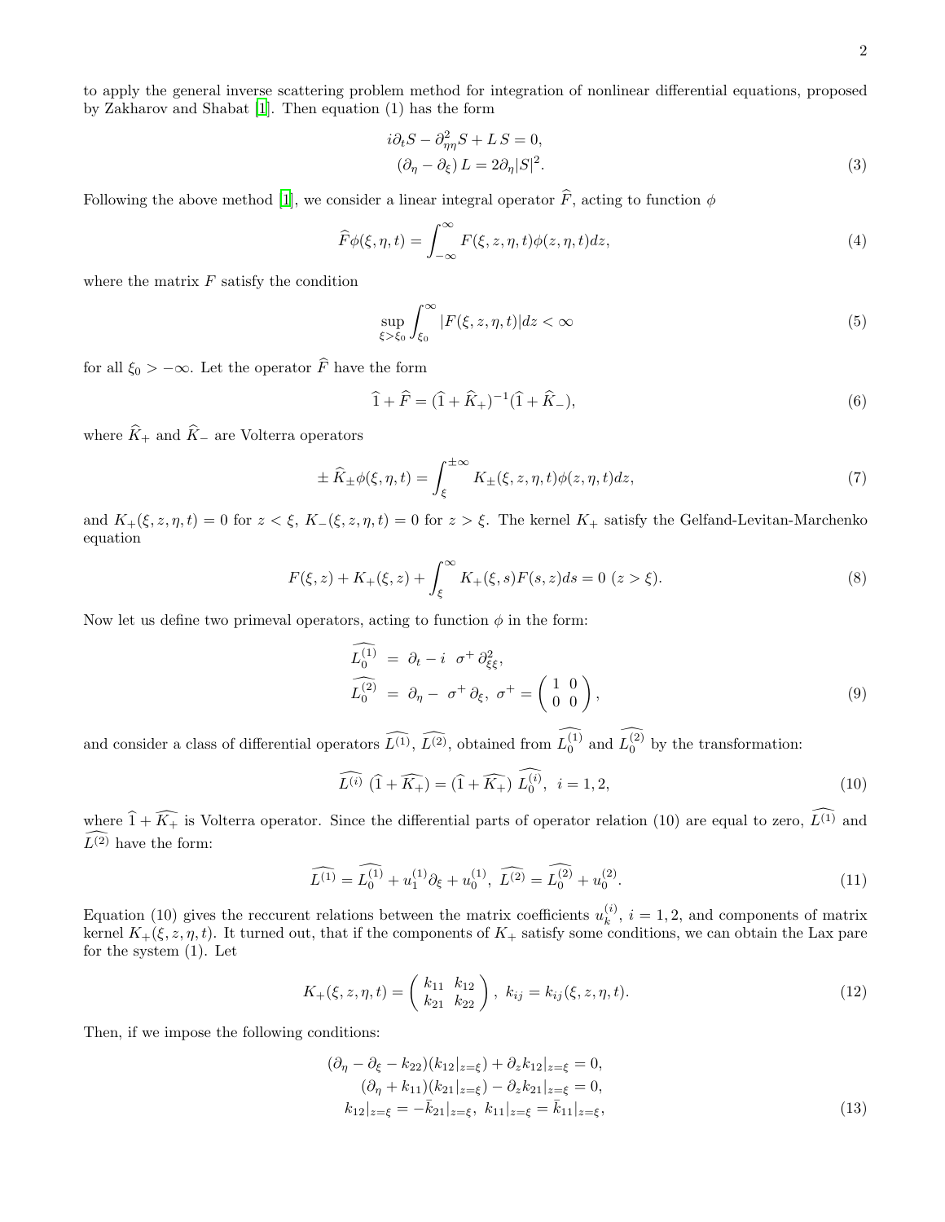to apply the general inverse scattering problem method for integration of nonlinear differential equations, proposed by Zakharov and Shabat [1]. Then equation (1) has the form

$$
\begin{aligned}
& i\partial_t S - \partial^2_{\eta\eta} S + L\,S = 0, \\
& (\partial_\eta - \partial_\xi)\,L = 2\partial_\eta |S|^2.
\end{aligned}
\tag{3}
$$

Following the above method [1], we consider a linear integral operator $\widehat{F}$, acting to function $\phi$

$$
\widehat{F}\phi(\xi,\eta,t) = \int_{-\infty}^{\infty} F(\xi,z,\eta,t)\phi(z,\eta,t)dz, \tag{4}
$$

where the matrix $F$ satisfy the condition

$$
\sup_{\xi>\xi_0} \int_{\xi_0}^{\infty} |F(\xi,z,\eta,t)|dz < \infty \tag{5}
$$

for all $\xi_0 > -\infty$. Let the operator $\widehat{F}$ have the form

$$
\widehat{1} + \widehat{F} = (\widehat{1} + \widehat{K}_+)^{-1}(\widehat{1} + \widehat{K}_-), \tag{6}
$$

where $\widehat{K}_+$ and $\widehat{K}_-$ are Volterra operators

$$
\pm\,\widehat{K}_\pm \phi(\xi,\eta,t) = \int_{\xi}^{\pm\infty} K_\pm(\xi,z,\eta,t)\phi(z,\eta,t)dz, \tag{7}
$$

and $K_+(\xi,z,\eta,t) = 0$ for $z < \xi$, $K_-(\xi,z,\eta,t) = 0$ for $z > \xi$. The kernel $K_+$ satisfy the Gelfand-Levitan-Marchenko equation

$$
F(\xi,z) + K_+(\xi,z) + \int_{\xi}^{\infty} K_+(\xi,s)F(s,z)ds = 0 \ (z > \xi). \tag{8}
$$

Now let us define two primeval operators, acting to function $\phi$ in the form:

$$
\begin{aligned}
\widehat{L_0^{(1)}} &= \partial_t - i\ \ \sigma^+ \partial^2_{\xi\xi}, \\
\widehat{L_0^{(2)}} &= \partial_\eta - \ \sigma^+ \partial_\xi, \ \sigma^+ = \begin{pmatrix} 1 & 0 \\ 0 & 0 \end{pmatrix},
\end{aligned}
\tag{9}
$$

and consider a class of differential operators $\widehat{L^{(1)}}$, $\widehat{L^{(2)}}$, obtained from $\widehat{L_0^{(1)}}$ and $\widehat{L_0^{(2)}}$ by the transformation:

$$
\widehat{L^{(i)}}\ (\widehat{1} + \widehat{K_+}) = (\widehat{1} + \widehat{K_+})\ \widehat{L_0^{(i)}}, \ \ i = 1,2, \tag{10}
$$

where $\widehat{1} + \widehat{K_+}$ is Volterra operator. Since the differential parts of operator relation (10) are equal to zero, $\widehat{L^{(1)}}$ and $\widehat{L^{(2)}}$ have the form:

$$
\widehat{L^{(1)}} = \widehat{L_0^{(1)}} + u_1^{(1)}\partial_\xi + u_0^{(1)}, \ \widehat{L^{(2)}} = \widehat{L_0^{(2)}} + u_0^{(2)}. \tag{11}
$$

Equation (10) gives the reccurent relations between the matrix coefficients $u_k^{(i)}$, $i = 1,2$, and components of matrix kernel $K_+(\xi,z,\eta,t)$. It turned out, that if the components of $K_+$ satisfy some conditions, we can obtain the Lax pare for the system (1). Let

$$
K_+(\xi,z,\eta,t) = \begin{pmatrix} k_{11} & k_{12} \\ k_{21} & k_{22} \end{pmatrix}, \ k_{ij} = k_{ij}(\xi,z,\eta,t). \tag{12}
$$

Then, if we impose the following conditions:

$$
\begin{aligned}
(\partial_\eta - \partial_\xi - k_{22})(k_{12}|_{z=\xi}) + \partial_z k_{12}|_{z=\xi} &= 0, \\
(\partial_\eta + k_{11})(k_{21}|_{z=\xi}) - \partial_z k_{21}|_{z=\xi} &= 0, \\
k_{12}|_{z=\xi} = -\bar{k}_{21}|_{z=\xi}, \ k_{11}|_{z=\xi} &= \bar{k}_{11}|_{z=\xi},
\end{aligned}
\tag{13}
$$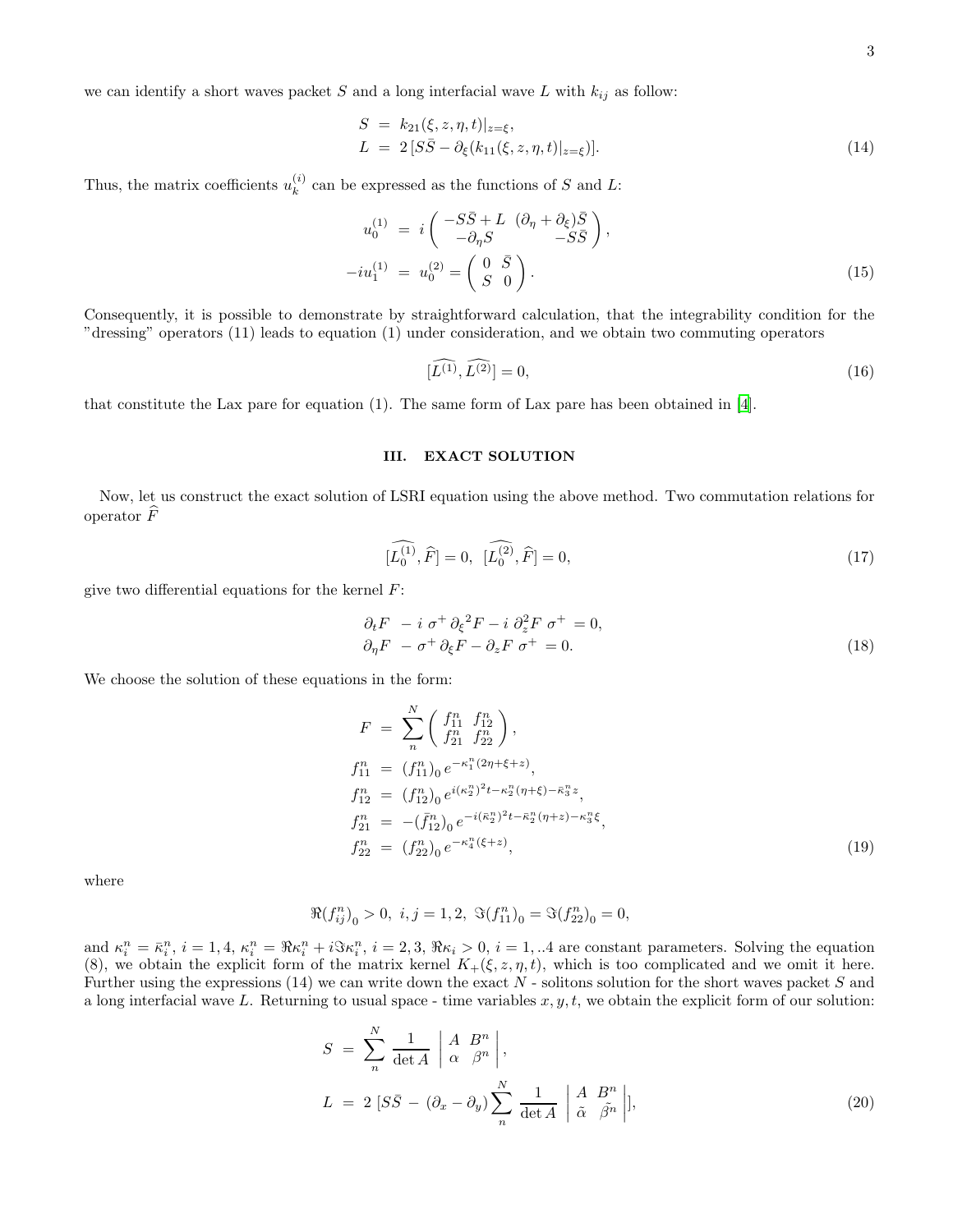we can identify a short waves packet $S$ and a long interfacial wave $L$ with $k_{ij}$ as follow:

$$
\begin{aligned}
S &= k_{21}(\xi, z, \eta, t)|_{z=\xi}, \\
L &= 2\,[S\bar{S} - \partial_\xi(k_{11}(\xi, z, \eta, t)|_{z=\xi})].
\end{aligned}
\tag{14}
$$

Thus, the matrix coefficients $u_k^{(i)}$ can be expressed as the functions of $S$ and $L$:

$$
\begin{aligned}
u_0^{(1)} &= i \begin{pmatrix} -S\bar{S} + L & (\partial_\eta + \partial_\xi)\bar{S} \\ -\partial_\eta S & -S\bar{S} \end{pmatrix}, \\
-iu_1^{(1)} &= u_0^{(2)} = \begin{pmatrix} 0 & \bar{S} \\ S & 0 \end{pmatrix}.
\end{aligned}
\tag{15}
$$

Consequently, it is possible to demonstrate by straightforward calculation, that the integrability condition for the "dressing" operators (11) leads to equation (1) under consideration, and we obtain two commuting operators

$$
[\widehat{L^{(1)}}, \widehat{L^{(2)}}] = 0,
\tag{16}
$$

that constitute the Lax pare for equation (1). The same form of Lax pare has been obtained in [4].

## III. EXACT SOLUTION

Now, let us construct the exact solution of LSRI equation using the above method. Two commutation relations for operator $\widehat{F}$

$$
[\widehat{L_0^{(1)}}, \widehat{F}] = 0, \;\; [\widehat{L_0^{(2)}}, \widehat{F}] = 0,
\tag{17}
$$

give two differential equations for the kernel $F$:

$$
\begin{aligned}
\partial_t F \; &- i\, \sigma^+ \, \partial_\xi{}^2 F - i\, \partial_z^2 F\; \sigma^+ = 0, \\
\partial_\eta F \; &- \sigma^+ \, \partial_\xi F - \partial_z F\; \sigma^+ = 0.
\end{aligned}
\tag{18}
$$

We choose the solution of these equations in the form:

$$
\begin{aligned}
F &= \sum_n^N \begin{pmatrix} f_{11}^n & f_{12}^n \\ f_{21}^n & f_{22}^n \end{pmatrix}, \\
f_{11}^n &= (f_{11}^n)_0 \, e^{-\kappa_1^n(2\eta + \xi + z)}, \\
f_{12}^n &= (f_{12}^n)_0 \, e^{i(\kappa_2^n)^2 t - \kappa_2^n(\eta+\xi) - \bar{\kappa}_3^n z}, \\
f_{21}^n &= -(\bar{f}_{12}^n)_0 \, e^{-i(\bar{\kappa}_2^n)^2 t - \bar{\kappa}_2^n(\eta+z) - \kappa_3^n \xi}, \\
f_{22}^n &= (f_{22}^n)_0 \, e^{-\kappa_4^n(\xi+z)},
\end{aligned}
\tag{19}
$$

where

$$
\Re(f_{ij}^n)_0 > 0, \; i,j = 1,2, \; \Im(f_{11}^n)_0 = \Im(f_{22}^n)_0 = 0,
$$

and $\kappa_i^n = \bar{\kappa}_i^n$, $i = 1, 4$, $\kappa_i^n = \Re\kappa_i^n + i\Im\kappa_i^n$, $i = 2, 3$, $\Re\kappa_i > 0$, $i = 1, ..4$ are constant parameters. Solving the equation (8), we obtain the explicit form of the matrix kernel $K_+(\xi, z, \eta, t)$, which is too complicated and we omit it here. Further using the expressions (14) we can write down the exact $N$ - solitons solution for the short waves packet $S$ and a long interfacial wave $L$. Returning to usual space - time variables $x, y, t$, we obtain the explicit form of our solution:

$$
\begin{aligned}
S &= \sum_n^N \frac{1}{\det A} \begin{vmatrix} A & B^n \\ \alpha & \beta^n \end{vmatrix}, \\
L &= 2\,[S\bar{S} - (\partial_x - \partial_y) \sum_n^N \frac{1}{\det A} \begin{vmatrix} A & B^n \\ \tilde{\alpha} & \tilde{\beta}^n \end{vmatrix}],
\end{aligned}
\tag{20}
$$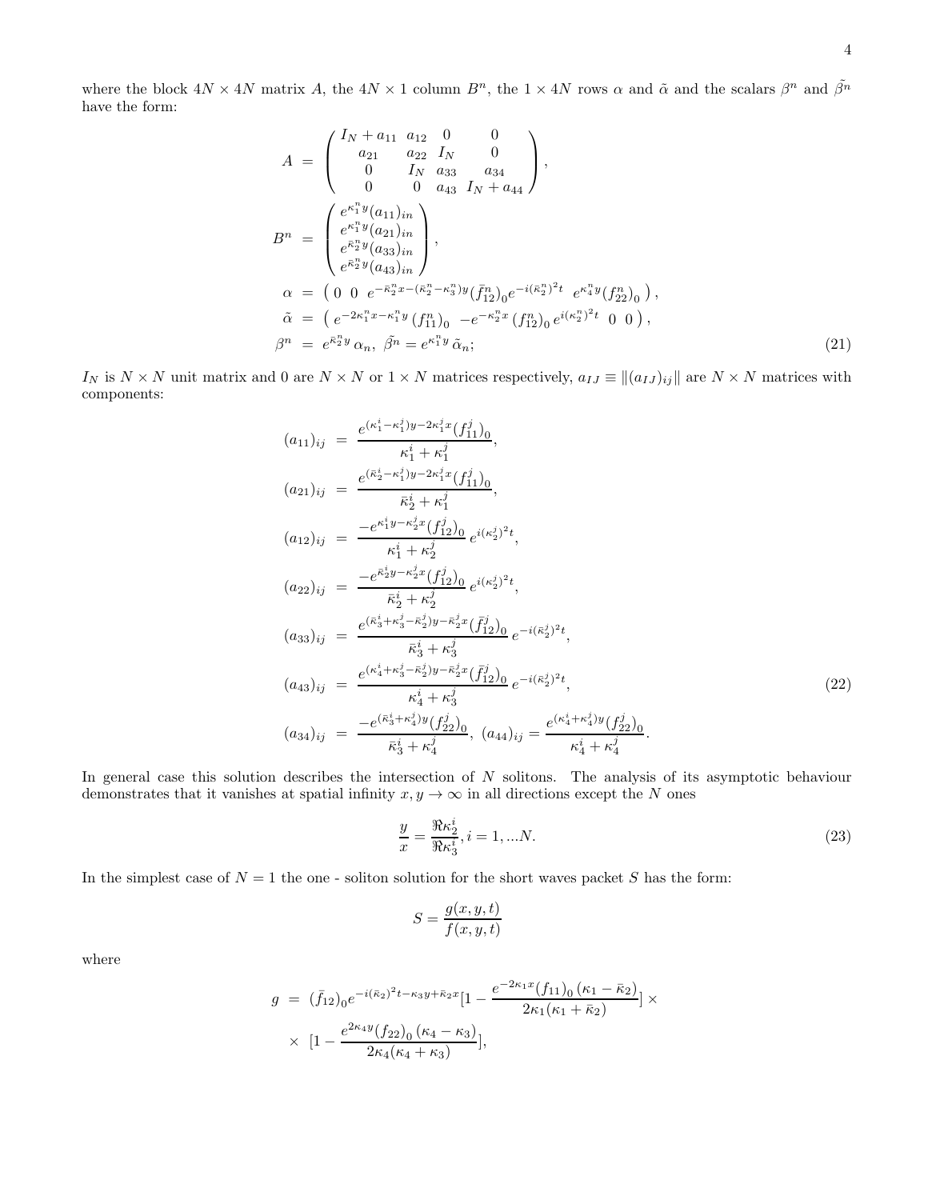where the block $4N \times 4N$ matrix $A$, the $4N \times 1$ column $B^n$, the $1 \times 4N$ rows $\alpha$ and $\tilde{\alpha}$ and the scalars $\beta^n$ and $\tilde{\beta^n}$ have the form:

$$
\begin{aligned}
A &= \begin{pmatrix} I_N + a_{11} & a_{12} & 0 & 0 \\ a_{21} & a_{22} & I_N & 0 \\ 0 & I_N & a_{33} & a_{34} \\ 0 & 0 & a_{43} & I_N + a_{44} \end{pmatrix}, \\
B^n &= \begin{pmatrix} e^{\kappa_1^n y}(a_{11})_{in} \\ e^{\kappa_1^n y}(a_{21})_{in} \\ e^{\bar{\kappa}_2^n y}(a_{33})_{in} \\ e^{\bar{\kappa}_2^n y}(a_{43})_{in} \end{pmatrix}, \\
\alpha &= \begin{pmatrix} 0 & 0 & e^{-\bar{\kappa}_2^n x - (\bar{\kappa}_2^n - \kappa_3^n) y}(\bar{f}_{12}^n)_0 e^{-i(\bar{\kappa}_2^n)^2 t} & e^{\kappa_4^n y}(f_{22}^n)_0 \end{pmatrix}, \\
\tilde{\alpha} &= \begin{pmatrix} e^{-2\kappa_1^n x - \kappa_1^n y}(f_{11}^n)_0 & -e^{-\kappa_2^n x}(f_{12}^n)_0 e^{i(\kappa_2^n)^2 t} & 0 & 0 \end{pmatrix}, \\
\beta^n &= e^{\bar{\kappa}_2^n y}\,\alpha_n,\ \tilde{\beta^n} = e^{\kappa_1^n y}\,\tilde{\alpha}_n;
\end{aligned}
\tag{21}
$$

$I_N$ is $N \times N$ unit matrix and 0 are $N \times N$ or $1 \times N$ matrices respectively, $a_{IJ} \equiv \|(a_{IJ})_{ij}\|$ are $N \times N$ matrices with components:

$$
\begin{aligned}
(a_{11})_{ij} &= \frac{e^{(\kappa_1^i - \kappa_1^j)y - 2\kappa_1^j x}(f_{11}^j)_0}{\kappa_1^i + \kappa_1^j}, \\
(a_{21})_{ij} &= \frac{e^{(\bar{\kappa}_2^i - \kappa_1^j)y - 2\kappa_1^j x}(f_{11}^j)_0}{\bar{\kappa}_2^i + \kappa_1^j}, \\
(a_{12})_{ij} &= \frac{-e^{\kappa_1^i y - \kappa_2^j x}(f_{12}^j)_0}{\kappa_1^i + \kappa_2^j}\, e^{i(\kappa_2^j)^2 t}, \\
(a_{22})_{ij} &= \frac{-e^{\bar{\kappa}_2^i y - \kappa_2^j x}(f_{12}^j)_0}{\bar{\kappa}_2^i + \kappa_2^j}\, e^{i(\kappa_2^j)^2 t}, \\
(a_{33})_{ij} &= \frac{e^{(\bar{\kappa}_3^i + \kappa_3^j - \bar{\kappa}_2^j)y - \bar{\kappa}_2^j x}(\bar{f}_{12}^j)_0}{\bar{\kappa}_3^i + \kappa_3^j}\, e^{-i(\bar{\kappa}_2^j)^2 t}, \\
(a_{43})_{ij} &= \frac{e^{(\kappa_4^i + \kappa_3^j - \bar{\kappa}_2^j)y - \bar{\kappa}_2^j x}(\bar{f}_{12}^j)_0}{\kappa_4^i + \kappa_3^j}\, e^{-i(\bar{\kappa}_2^j)^2 t}, \\
(a_{34})_{ij} &= \frac{-e^{(\bar{\kappa}_3^i + \kappa_4^j)y}(f_{22}^j)_0}{\bar{\kappa}_3^i + \kappa_4^j},\ (a_{44})_{ij} = \frac{e^{(\kappa_4^i + \kappa_4^j)y}(f_{22}^j)_0}{\kappa_4^i + \kappa_4^j}.
\end{aligned}
\tag{22}
$$

In general case this solution describes the intersection of $N$ solitons. The analysis of its asymptotic behaviour demonstrates that it vanishes at spatial infinity $x, y \to \infty$ in all directions except the $N$ ones

$$
\frac{y}{x} = \frac{\Re\kappa_2^i}{\Re\kappa_3^i}, i = 1, ...N. \tag{23}
$$

In the simplest case of $N = 1$ the one - soliton solution for the short waves packet $S$ has the form:

$$
S = \frac{g(x,y,t)}{f(x,y,t)}
$$

where

$$
\begin{aligned}
g &= (\bar{f}_{12})_0 e^{-i(\bar{\kappa}_2)^2 t - \kappa_3 y + \bar{\kappa}_2 x}\left[1 - \frac{e^{-2\kappa_1 x}(f_{11})_0\,(\kappa_1 - \bar{\kappa}_2)}{2\kappa_1(\kappa_1 + \bar{\kappa}_2)}\right] \times \\
&\times \left[1 - \frac{e^{2\kappa_4 y}(f_{22})_0\,(\kappa_4 - \kappa_3)}{2\kappa_4(\kappa_4 + \kappa_3)}\right],
\end{aligned}
$$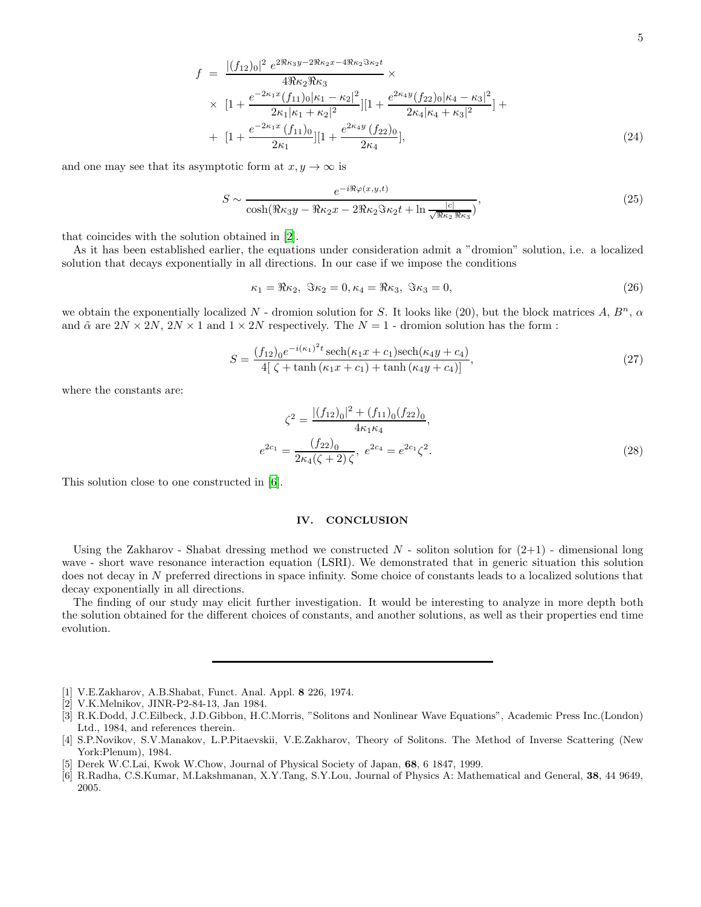$$
\begin{aligned}
f &= \frac{|(f_{12})_0|^2 \; e^{2\Re\kappa_3 y - 2\Re\kappa_2 x - 4\Re\kappa_2 \Im\kappa_2 t}}{4\Re\kappa_2 \Re\kappa_3} \times \\
&\times \; [1 + \frac{e^{-2\kappa_1 x}(f_{11})_0 |\kappa_1 - \kappa_2|^2}{2\kappa_1 |\kappa_1 + \kappa_2|^2}][1 + \frac{e^{2\kappa_4 y}(f_{22})_0 |\kappa_4 - \kappa_3|^2}{2\kappa_4 |\kappa_4 + \kappa_3|^2}] + \\
&+ \; [1 + \frac{e^{-2\kappa_1 x}\,(f_{11})_0}{2\kappa_1}][1 + \frac{e^{2\kappa_4 y}\,(f_{22})_0}{2\kappa_4}],
\end{aligned} \tag{24}
$$

and one may see that its asymptotic form at $x, y \to \infty$ is

$$
S \sim \frac{e^{-i\Re\varphi(x,y,t)}}{\cosh(\Re\kappa_3 y - \Re\kappa_2 x - 2\Re\kappa_2 \Im\kappa_2 t + \ln\frac{|c|}{\sqrt{\Re\kappa_2\,\Re\kappa_3}})}, \tag{25}
$$

that coincides with the solution obtained in [2].

As it has been established earlier, the equations under consideration admit a "dromion" solution, i.e. a localized solution that decays exponentially in all directions. In our case if we impose the conditions

$$
\kappa_1 = \Re\kappa_2,\; \Im\kappa_2 = 0, \kappa_4 = \Re\kappa_3,\; \Im\kappa_3 = 0, \tag{26}
$$

we obtain the exponentially localized $N$ - dromion solution for $S$. It looks like (20), but the block matrices $A$, $B^n$, $\alpha$ and $\tilde{\alpha}$ are $2N \times 2N$, $2N \times 1$ and $1 \times 2N$ respectively. The $N = 1$ - dromion solution has the form :

$$
S = \frac{(f_{12})_0 e^{-i(\kappa_1)^2 t}\,\mathrm{sech}(\kappa_1 x + c_1)\mathrm{sech}(\kappa_4 y + c_4)}{4[\;\zeta + \tanh{(\kappa_1 x + c_1)} + \tanh{(\kappa_4 y + c_4)}]}, \tag{27}
$$

where the constants are:

$$
\begin{aligned}
\zeta^2 &= \frac{|(f_{12})_0|^2 + (f_{11})_0 (f_{22})_0}{4\kappa_1\kappa_4}, \\
e^{2c_1} &= \frac{(f_{22})_0}{2\kappa_4(\zeta + 2)\,\zeta},\; e^{2c_4} = e^{2c_1}\zeta^2.
\end{aligned} \tag{28}
$$

This solution close to one constructed in [6].

## IV. CONCLUSION

Using the Zakharov - Shabat dressing method we constructed $N$ - soliton solution for (2+1) - dimensional long wave - short wave resonance interaction equation (LSRI). We demonstrated that in generic situation this solution does not decay in $N$ preferred directions in space infinity. Some choice of constants leads to a localized solutions that decay exponentially in all directions.

The finding of our study may elicit further investigation. It would be interesting to analyze in more depth both the solution obtained for the different choices of constants, and another solutions, as well as their properties end time evolution.

---

[1] V.E.Zakharov, A.B.Shabat, Funct. Anal. Appl. **8** 226, 1974.

[2] V.K.Melnikov, JINR-P2-84-13, Jan 1984.

[3] R.K.Dodd, J.C.Eilbeck, J.D.Gibbon, H.C.Morris, "Solitons and Nonlinear Wave Equations", Academic Press Inc.(London) Ltd., 1984, and references therein.

[4] S.P.Novikov, S.V.Manakov, L.P.Pitaevskii, V.E.Zakharov, Theory of Solitons. The Method of Inverse Scattering (New York:Plenum), 1984.

[5] Derek W.C.Lai, Kwok W.Chow, Journal of Physical Society of Japan, **68**, 6 1847, 1999.

[6] R.Radha, C.S.Kumar, M.Lakshmanan, X.Y.Tang, S.Y.Lou, Journal of Physics A: Mathematical and General, **38**, 44 9649, 2005.